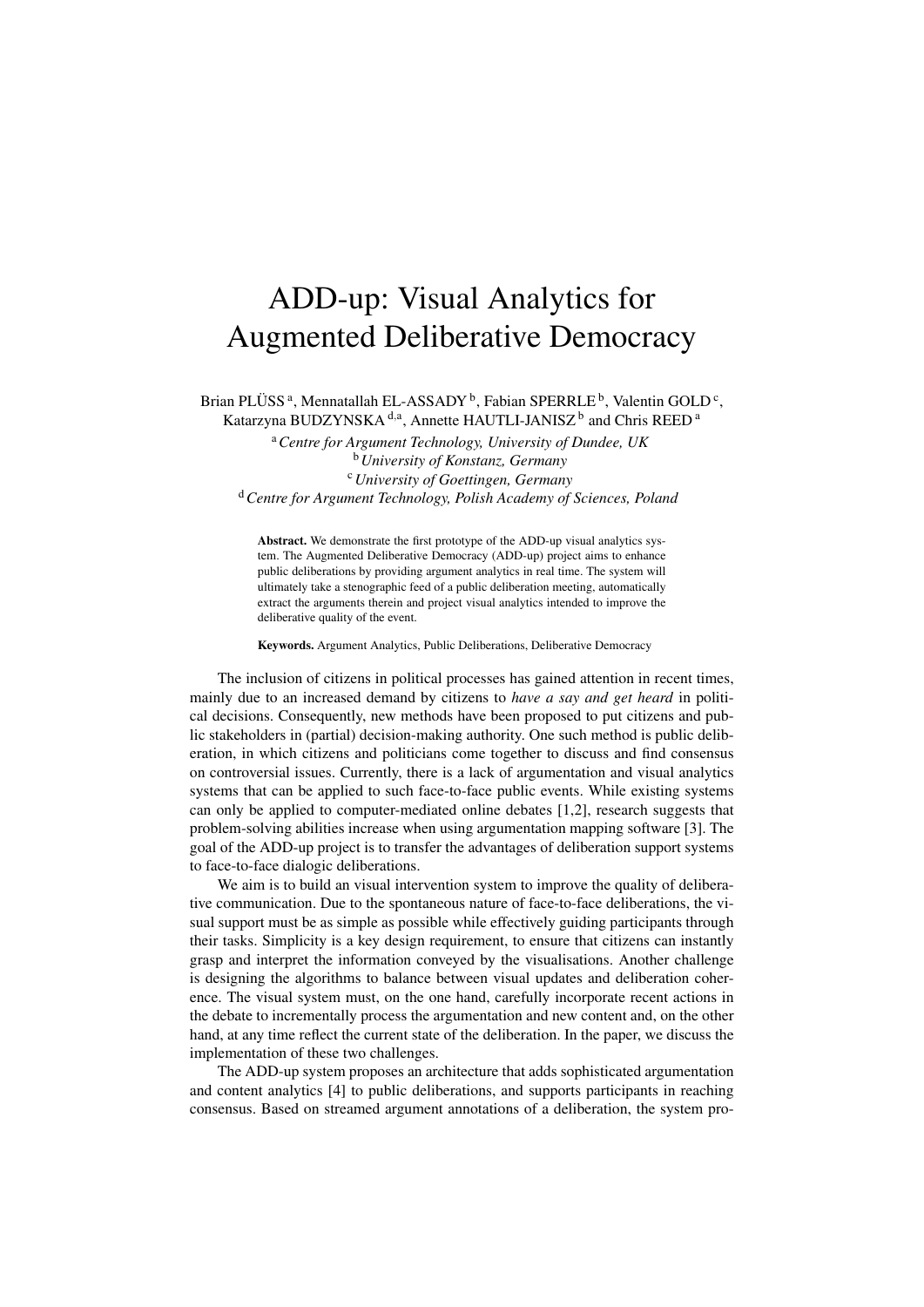# ADD-up: Visual Analytics for Augmented Deliberative Democracy

Brian PLÜSS [a], Mennatallah EL-ASSADY [b], Fabian SPERRLE [b], Valentin GOLD [c], Katarzyna BUDZYNSKA [d,a], Annette HAUTLI-JANISZ [b] and Chris REED [a]

[a] *Centre for Argument Technology, University of Dundee, UK*
[b] *University of Konstanz, Germany*
[c] *University of Goettingen, Germany*
[d] *Centre for Argument Technology, Polish Academy of Sciences, Poland*

**Abstract.** We demonstrate the first prototype of the ADD-up visual analytics system. The Augmented Deliberative Democracy (ADD-up) project aims to enhance public deliberations by providing argument analytics in real time. The system will ultimately take a stenographic feed of a public deliberation meeting, automatically extract the arguments therein and project visual analytics intended to improve the deliberative quality of the event.

**Keywords.** Argument Analytics, Public Deliberations, Deliberative Democracy

The inclusion of citizens in political processes has gained attention in recent times, mainly due to an increased demand by citizens to *have a say and get heard* in political decisions. Consequently, new methods have been proposed to put citizens and public stakeholders in (partial) decision-making authority. One such method is public deliberation, in which citizens and politicians come together to discuss and find consensus on controversial issues. Currently, there is a lack of argumentation and visual analytics systems that can be applied to such face-to-face public events. While existing systems can only be applied to computer-mediated online debates [1,2], research suggests that problem-solving abilities increase when using argumentation mapping software [3]. The goal of the ADD-up project is to transfer the advantages of deliberation support systems to face-to-face dialogic deliberations.

We aim is to build an visual intervention system to improve the quality of deliberative communication. Due to the spontaneous nature of face-to-face deliberations, the visual support must be as simple as possible while effectively guiding participants through their tasks. Simplicity is a key design requirement, to ensure that citizens can instantly grasp and interpret the information conveyed by the visualisations. Another challenge is designing the algorithms to balance between visual updates and deliberation coherence. The visual system must, on the one hand, carefully incorporate recent actions in the debate to incrementally process the argumentation and new content and, on the other hand, at any time reflect the current state of the deliberation. In the paper, we discuss the implementation of these two challenges.

The ADD-up system proposes an architecture that adds sophisticated argumentation and content analytics [4] to public deliberations, and supports participants in reaching consensus. Based on streamed argument annotations of a deliberation, the system pro-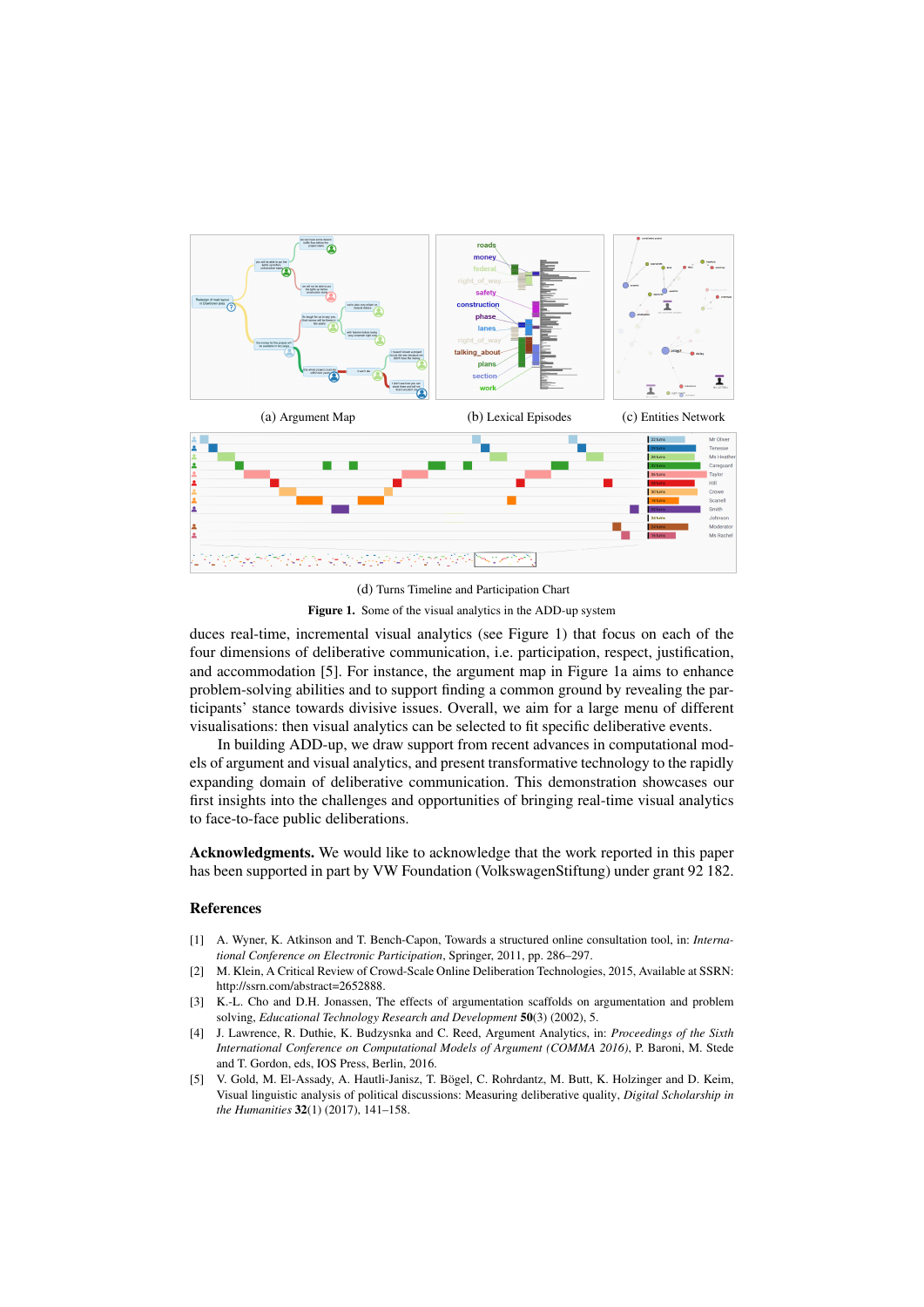(a) Argument Map

(b) Lexical Episodes

(c) Entities Network

(d) Turns Timeline and Participation Chart

**Figure 1.** Some of the visual analytics in the ADD-up system

duces real-time, incremental visual analytics (see Figure 1) that focus on each of the four dimensions of deliberative communication, i.e. participation, respect, justification, and accommodation [5]. For instance, the argument map in Figure 1a aims to enhance problem-solving abilities and to support finding a common ground by revealing the participants' stance towards divisive issues. Overall, we aim for a large menu of different visualisations: then visual analytics can be selected to fit specific deliberative events.

In building ADD-up, we draw support from recent advances in computational models of argument and visual analytics, and present transformative technology to the rapidly expanding domain of deliberative communication. This demonstration showcases our first insights into the challenges and opportunities of bringing real-time visual analytics to face-to-face public deliberations.

**Acknowledgments.** We would like to acknowledge that the work reported in this paper has been supported in part by VW Foundation (VolkswagenStiftung) under grant 92 182.

## References

[1] A. Wyner, K. Atkinson and T. Bench-Capon, Towards a structured online consultation tool, in: *International Conference on Electronic Participation*, Springer, 2011, pp. 286–297.

[2] M. Klein, A Critical Review of Crowd-Scale Online Deliberation Technologies, 2015, Available at SSRN: http://ssrn.com/abstract=2652888.

[3] K.-L. Cho and D.H. Jonassen, The effects of argumentation scaffolds on argumentation and problem solving, *Educational Technology Research and Development* **50**(3) (2002), 5.

[4] J. Lawrence, R. Duthie, K. Budzysnka and C. Reed, Argument Analytics, in: *Proceedings of the Sixth International Conference on Computational Models of Argument (COMMA 2016)*, P. Baroni, M. Stede and T. Gordon, eds, IOS Press, Berlin, 2016.

[5] V. Gold, M. El-Assady, A. Hautli-Janisz, T. Bögel, C. Rohrdantz, M. Butt, K. Holzinger and D. Keim, Visual linguistic analysis of political discussions: Measuring deliberative quality, *Digital Scholarship in the Humanities* **32**(1) (2017), 141–158.